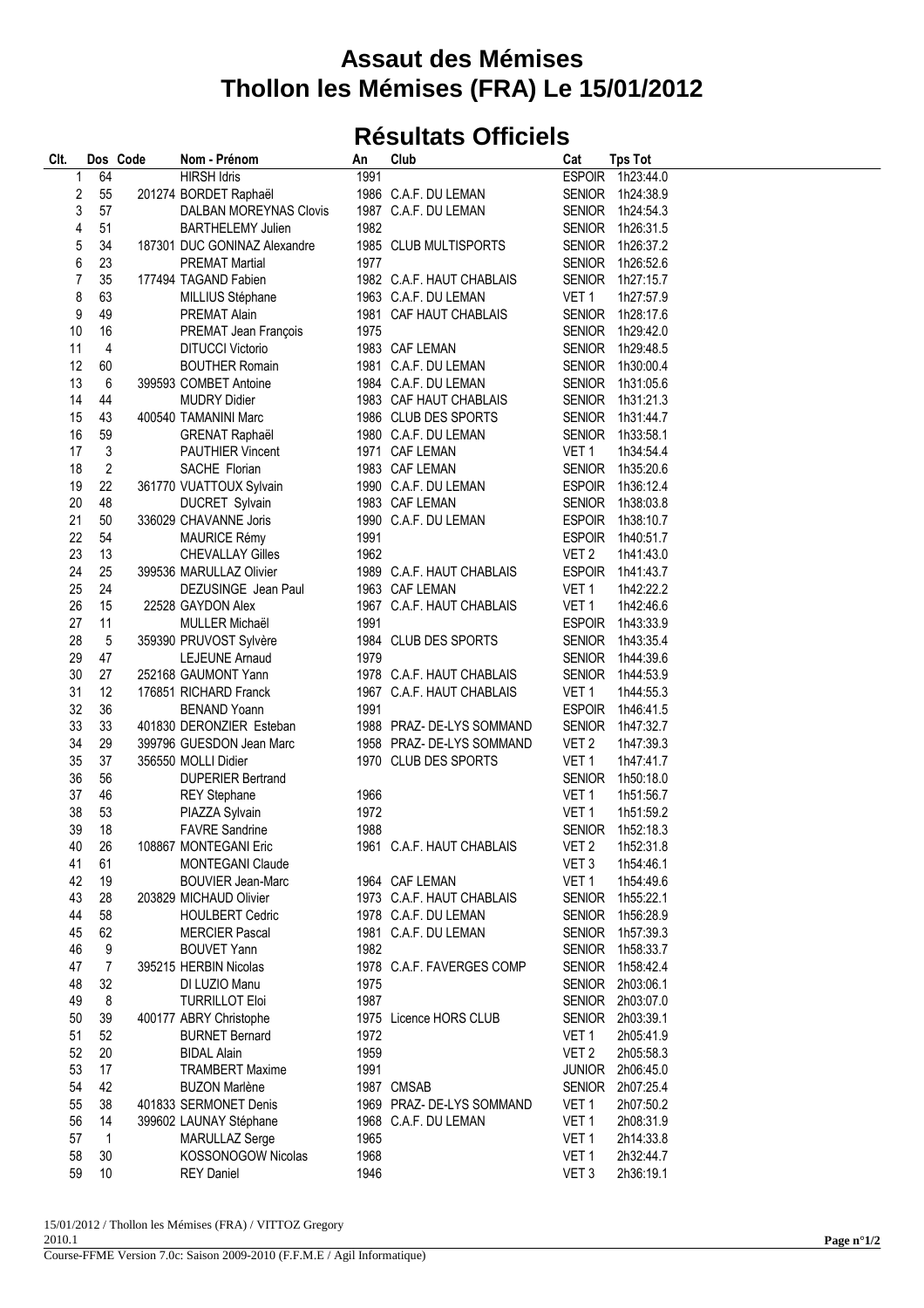# Assaut des Mémises
# Thollon les Mémises (FRA) Le 15/01/2012

## Résultats Officiels

| Clt. | Dos | Code | Nom - Prénom | An | Club | Cat | Tps Tot |
|---|---|---|---|---|---|---|---|
| 1 | 64 | | HIRSH Idris | 1991 | | ESPOIR | 1h23:44.0 |
| 2 | 55 | 201274 | BORDET Raphaël | 1986 | C.A.F. DU LEMAN | SENIOR | 1h24:38.9 |
| 3 | 57 | | DALBAN MOREYNAS Clovis | 1987 | C.A.F. DU LEMAN | SENIOR | 1h24:54.3 |
| 4 | 51 | | BARTHELEMY Julien | 1982 | | SENIOR | 1h26:31.5 |
| 5 | 34 | 187301 | DUC GONINAZ Alexandre | 1985 | CLUB MULTISPORTS | SENIOR | 1h26:37.2 |
| 6 | 23 | | PREMAT Martial | 1977 | | SENIOR | 1h26:52.6 |
| 7 | 35 | 177494 | TAGAND Fabien | 1982 | C.A.F. HAUT CHABLAIS | SENIOR | 1h27:15.7 |
| 8 | 63 | | MILLIUS Stéphane | 1963 | C.A.F. DU LEMAN | VET 1 | 1h27:57.9 |
| 9 | 49 | | PREMAT Alain | 1981 | CAF HAUT CHABLAIS | SENIOR | 1h28:17.6 |
| 10 | 16 | | PREMAT Jean François | 1975 | | SENIOR | 1h29:42.0 |
| 11 | 4 | | DITUCCI Victorio | 1983 | CAF LEMAN | SENIOR | 1h29:48.5 |
| 12 | 60 | | BOUTHER Romain | 1981 | C.A.F. DU LEMAN | SENIOR | 1h30:00.4 |
| 13 | 6 | 399593 | COMBET Antoine | 1984 | C.A.F. DU LEMAN | SENIOR | 1h31:05.6 |
| 14 | 44 | | MUDRY Didier | 1983 | CAF HAUT CHABLAIS | SENIOR | 1h31:21.3 |
| 15 | 43 | 400540 | TAMANINI Marc | 1986 | CLUB DES SPORTS | SENIOR | 1h31:44.7 |
| 16 | 59 | | GRENAT Raphaël | 1980 | C.A.F. DU LEMAN | SENIOR | 1h33:58.1 |
| 17 | 3 | | PAUTHIER Vincent | 1971 | CAF LEMAN | VET 1 | 1h34:54.4 |
| 18 | 2 | | SACHE Florian | 1983 | CAF LEMAN | SENIOR | 1h35:20.6 |
| 19 | 22 | 361770 | VUATTOUX Sylvain | 1990 | C.A.F. DU LEMAN | ESPOIR | 1h36:12.4 |
| 20 | 48 | | DUCRET Sylvain | 1983 | CAF LEMAN | SENIOR | 1h38:03.8 |
| 21 | 50 | 336029 | CHAVANNE Joris | 1990 | C.A.F. DU LEMAN | ESPOIR | 1h38:10.7 |
| 22 | 54 | | MAURICE Rémy | 1991 | | ESPOIR | 1h40:51.7 |
| 23 | 13 | | CHEVALLAY Gilles | 1962 | | VET 2 | 1h41:43.0 |
| 24 | 25 | 399536 | MARULLAZ Olivier | 1989 | C.A.F. HAUT CHABLAIS | ESPOIR | 1h41:43.7 |
| 25 | 24 | | DEZUSINGE Jean Paul | 1963 | CAF LEMAN | VET 1 | 1h42:22.2 |
| 26 | 15 | 22528 | GAYDON Alex | 1967 | C.A.F. HAUT CHABLAIS | VET 1 | 1h42:46.6 |
| 27 | 11 | | MULLER Michaël | 1991 | | ESPOIR | 1h43:33.9 |
| 28 | 5 | 359390 | PRUVOST Sylvère | 1984 | CLUB DES SPORTS | SENIOR | 1h43:35.4 |
| 29 | 47 | | LEJEUNE Arnaud | 1979 | | SENIOR | 1h44:39.6 |
| 30 | 27 | 252168 | GAUMONT Yann | 1978 | C.A.F. HAUT CHABLAIS | SENIOR | 1h44:53.9 |
| 31 | 12 | 176851 | RICHARD Franck | 1967 | C.A.F. HAUT CHABLAIS | VET 1 | 1h44:55.3 |
| 32 | 36 | | BENAND Yoann | 1991 | | ESPOIR | 1h46:41.5 |
| 33 | 33 | 401830 | DERONZIER Esteban | 1988 | PRAZ- DE-LYS SOMMAND | SENIOR | 1h47:32.7 |
| 34 | 29 | 399796 | GUESDON Jean Marc | 1958 | PRAZ- DE-LYS SOMMAND | VET 2 | 1h47:39.3 |
| 35 | 37 | 356550 | MOLLI Didier | 1970 | CLUB DES SPORTS | VET 1 | 1h47:41.7 |
| 36 | 56 | | DUPERIER Bertrand | | | SENIOR | 1h50:18.0 |
| 37 | 46 | | REY Stephane | 1966 | | VET 1 | 1h51:56.7 |
| 38 | 53 | | PIAZZA Sylvain | 1972 | | VET 1 | 1h51:59.2 |
| 39 | 18 | | FAVRE Sandrine | 1988 | | SENIOR | 1h52:18.3 |
| 40 | 26 | 108867 | MONTEGANI Eric | 1961 | C.A.F. HAUT CHABLAIS | VET 2 | 1h52:31.8 |
| 41 | 61 | | MONTEGANI Claude | | | VET 3 | 1h54:46.1 |
| 42 | 19 | | BOUVIER Jean-Marc | 1964 | CAF LEMAN | VET 1 | 1h54:49.6 |
| 43 | 28 | 203829 | MICHAUD Olivier | 1973 | C.A.F. HAUT CHABLAIS | SENIOR | 1h55:22.1 |
| 44 | 58 | | HOULBERT Cedric | 1978 | C.A.F. DU LEMAN | SENIOR | 1h56:28.9 |
| 45 | 62 | | MERCIER Pascal | 1981 | C.A.F. DU LEMAN | SENIOR | 1h57:39.3 |
| 46 | 9 | | BOUVET Yann | 1982 | | SENIOR | 1h58:33.7 |
| 47 | 7 | 395215 | HERBIN Nicolas | 1978 | C.A.F. FAVERGES COMP | SENIOR | 1h58:42.4 |
| 48 | 32 | | DI LUZIO Manu | 1975 | | SENIOR | 2h03:06.1 |
| 49 | 8 | | TURRILLOT Eloi | 1987 | | SENIOR | 2h03:07.0 |
| 50 | 39 | 400177 | ABRY Christophe | 1975 | Licence HORS CLUB | SENIOR | 2h03:39.1 |
| 51 | 52 | | BURNET Bernard | 1972 | | VET 1 | 2h05:41.9 |
| 52 | 20 | | BIDAL Alain | 1959 | | VET 2 | 2h05:58.3 |
| 53 | 17 | | TRAMBERT Maxime | 1991 | | JUNIOR | 2h06:45.0 |
| 54 | 42 | | BUZON Marlène | 1987 | CMSAB | SENIOR | 2h07:25.4 |
| 55 | 38 | 401833 | SERMONET Denis | 1969 | PRAZ- DE-LYS SOMMAND | VET 1 | 2h07:50.2 |
| 56 | 14 | 399602 | LAUNAY Stéphane | 1968 | C.A.F. DU LEMAN | VET 1 | 2h08:31.9 |
| 57 | 1 | | MARULLAZ Serge | 1965 | | VET 1 | 2h14:33.8 |
| 58 | 30 | | KOSSONOGOW Nicolas | 1968 | | VET 1 | 2h32:44.7 |
| 59 | 10 | | REY Daniel | 1946 | | VET 3 | 2h36:19.1 |

15/01/2012 / Thollon les Mémises (FRA) / VITTOZ Gregory
2010.1
Course-FFME Version 7.0c: Saison 2009-2010 (F.F.M.E / Agil Informatique)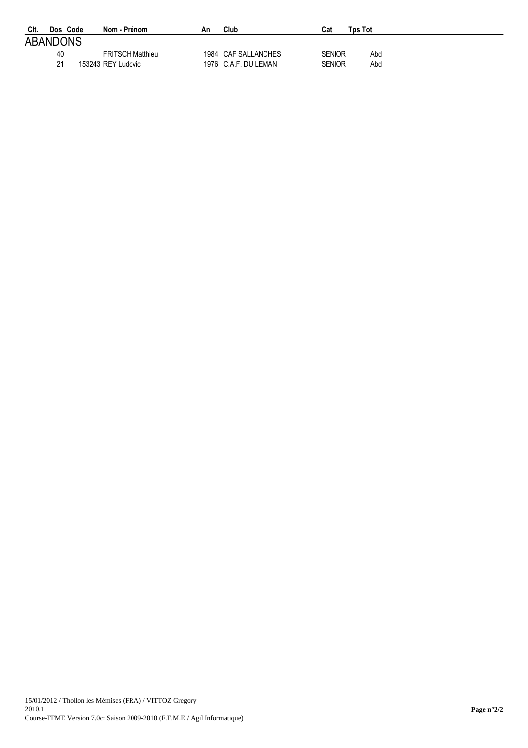| Clt. | Dos | Code | Nom - Prénom | An | Club | Cat | Tps Tot |
|---|---|---|---|---|---|---|---|
| **ABANDONS** | | | | | | | |
| | 40 | | FRITSCH Matthieu | 1984 | CAF SALLANCHES | SENIOR | Abd |
| | 21 | 153243 | REY Ludovic | 1976 | C.A.F. DU LEMAN | SENIOR | Abd |

15/01/2012 / Thollon les Mémises (FRA) / VITTOZ Gregory
2010.1
Course-FFME Version 7.0c: Saison 2009-2010 (F.F.M.E / Agil Informatique)